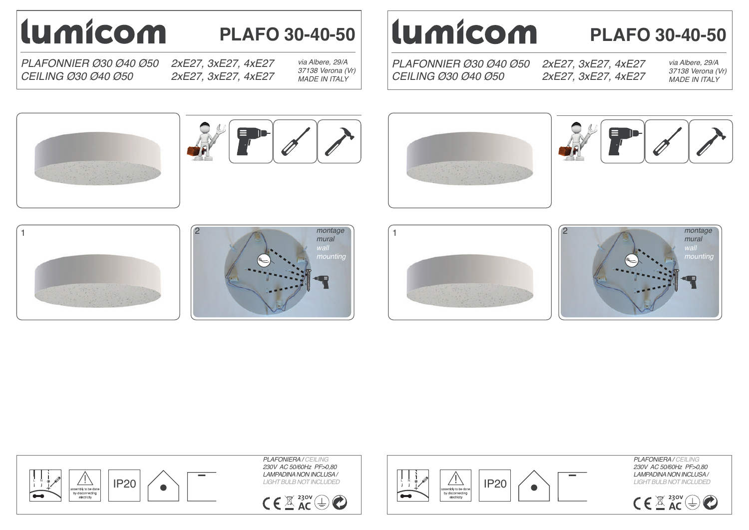# lumicom

## PLAFO 30-40-50

*PLAFONNIER Ø30 Ø40 Ø50* *2xE27, 3xE27, 4xE27*
*CEILING Ø30 Ø40 Ø50* *2xE27, 3xE27, 4xE27*

*via Albere, 29/A*
*37138 Verona (Vr)*
*MADE IN ITALY*

1

2

*montage mural*
*wall mounting*

assembly to be done by disconnecting electricity

IP20

*PLAFONIERA / CEILING*
*230V AC 50/60Hz PF>0,80*
*LAMPADINA NON INCLUSA / LIGHT BULB NOT INCLUDED*

230V AC

# lumicom

## PLAFO 30-40-50

*PLAFONNIER Ø30 Ø40 Ø50* *2xE27, 3xE27, 4xE27*
*CEILING Ø30 Ø40 Ø50* *2xE27, 3xE27, 4xE27*

*via Albere, 29/A*
*37138 Verona (Vr)*
*MADE IN ITALY*

1

2

*montage mural*
*wall mounting*

assembly to be done by disconnecting electricity

IP20

*PLAFONIERA / CEILING*
*230V AC 50/60Hz PF>0,80*
*LAMPADINA NON INCLUSA / LIGHT BULB NOT INCLUDED*

230V AC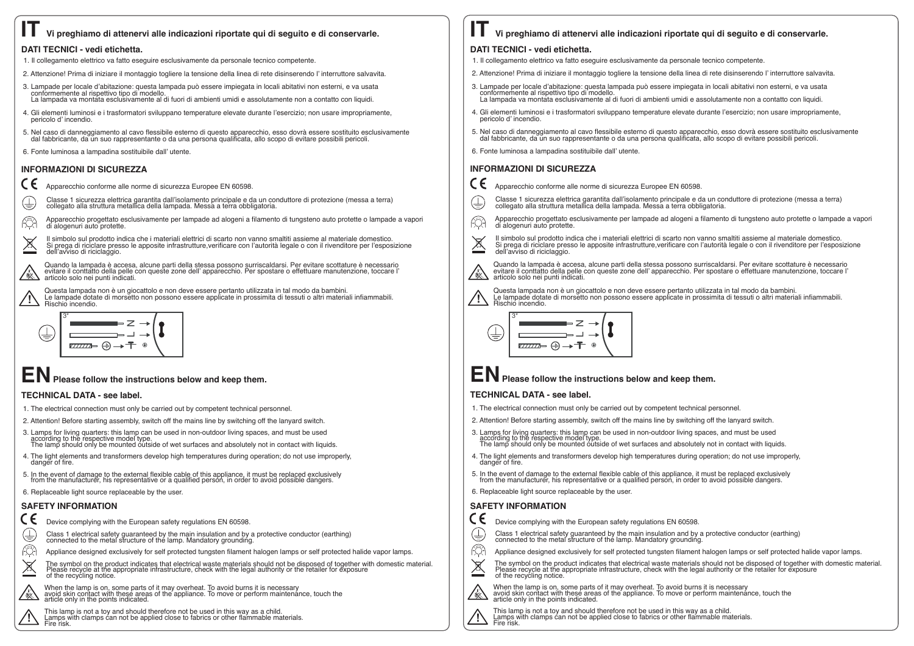# IT Vi preghiamo di attenervi alle indicazioni riportate qui di seguito e di conservarle.

### DATI TECNICI - vedi etichetta.

1. Il collegamento elettrico va fatto eseguire esclusivamente da personale tecnico competente.
2. Attenzione! Prima di iniziare il montaggio togliere la tensione della linea di rete disinserendo l' interruttore salvavita.
3. Lampade per locale d'abitazione: questa lampada può essere impiegata in locali abitativi non esterni, e va usata conformemente al rispettivo tipo di modello. La lampada va montata esclusivamente al di fuori di ambienti umidi e assolutamente non a contatto con liquidi.
4. Gli elementi luminosi e i trasformatori sviluppano temperature elevate durante l'esercizio; non usare impropriamente, pericolo d' incendio.
5. Nel caso di danneggiamento al cavo flessibile esterno di questo apparecchio, esso dovrà essere sostituito esclusivamente dal fabbricante, da un suo rappresentante o da una persona qualificata, allo scopo di evitare possibili pericoli.
6. Fonte luminosa a lampadina sostituibile dall' utente.

### INFORMAZIONI DI SICUREZZA

CE Apparecchio conforme alle norme di sicurezza Europee EN 60598.

Classe 1 sicurezza elettrica garantita dall'isolamento principale e da un conduttore di protezione (messa a terra) collegato alla struttura metallica della lampada. Messa a terra obbligatoria.

Apparecchio progettato esclusivamente per lampade ad alogeni a filamento di tungsteno auto protette o lampade a vapori di alogenuri auto protette.

Il simbolo sul prodotto indica che i materiali elettrici di scarto non vanno smaltiti assieme al materiale domestico. Si prega di riciclare presso le apposite infrastrutture,verificare con l'autorità legale o con il rivenditore per l'esposizione dell'avviso di riciclaggio.

Quando la lampada è accesa, alcune parti della stessa possono surriscaldarsi. Per evitare scottature è necessario evitare il contatto della pelle con queste zone dell' apparecchio. Per spostare o effettuare manutenzione, toccare l' articolo solo nei punti indicati.

Questa lampada non è un giocattolo e non deve essere pertanto utilizzata in tal modo da bambini. Le lampade dotate di morsetto non possono essere applicate in prossimita di tessuti o altri materiali infiammabili. Rischio incendio.

# EN Please follow the instructions below and keep them.

### TECHNICAL DATA - see label.

1. The electrical connection must only be carried out by competent technical personnel.
2. Attention! Before starting assembly, switch off the mains line by switching off the lanyard switch.
3. Lamps for living quarters: this lamp can be used in non-outdoor living spaces, and must be used according to the respective model type. The lamp should only be mounted outside of wet surfaces and absolutely not in contact with liquids.
4. The light elements and transformers develop high temperatures during operation; do not use improperly, danger of fire.
5. In the event of damage to the external flexible cable of this appliance, it must be replaced exclusively from the manufacturer, his representative or a qualified person, in order to avoid possible dangers.
6. Replaceable light source replaceable by the user.

### SAFETY INFORMATION

CE Device complying with the European safety regulations EN 60598.

Class 1 electrical safety guaranteed by the main insulation and by a protective conductor (earthing) connected to the metal structure of the lamp. Mandatory grounding.

Appliance designed exclusively for self protected tungsten filament halogen lamps or self protected halide vapor lamps.

The symbol on the product indicates that electrical waste materials should not be disposed of together with domestic material. Please recycle at the appropriate infrastructure, check with the legal authority or the retailer for exposure of the recycling notice.

When the lamp is on, some parts of it may overheat. To avoid burns it is necessary avoid skin contact with these areas of the appliance. To move or perform maintenance, touch the article only in the points indicated.

This lamp is not a toy and should therefore not be used in this way as a child. Lamps with clamps can not be applied close to fabrics or other flammable materials. Fire risk.

# IT Vi preghiamo di attenervi alle indicazioni riportate qui di seguito e di conservarle.

### DATI TECNICI - vedi etichetta.

1. Il collegamento elettrico va fatto eseguire esclusivamente da personale tecnico competente.
2. Attenzione! Prima di iniziare il montaggio togliere la tensione della linea di rete disinserendo l' interruttore salvavita.
3. Lampade per locale d'abitazione: questa lampada può essere impiegata in locali abitativi non esterni, e va usata conformemente al rispettivo tipo di modello. La lampada va montata esclusivamente al di fuori di ambienti umidi e assolutamente non a contatto con liquidi.
4. Gli elementi luminosi e i trasformatori sviluppano temperature elevate durante l'esercizio; non usare impropriamente, pericolo d' incendio.
5. Nel caso di danneggiamento al cavo flessibile esterno di questo apparecchio, esso dovrà essere sostituito esclusivamente dal fabbricante, da un suo rappresentante o da una persona qualificata, allo scopo di evitare possibili pericoli.
6. Fonte luminosa a lampadina sostituibile dall' utente.

### INFORMAZIONI DI SICUREZZA

CE Apparecchio conforme alle norme di sicurezza Europee EN 60598.

Classe 1 sicurezza elettrica garantita dall'isolamento principale e da un conduttore di protezione (messa a terra) collegato alla struttura metallica della lampada. Messa a terra obbligatoria.

Apparecchio progettato esclusivamente per lampade ad alogeni a filamento di tungsteno auto protette o lampade a vapori di alogenuri auto protette.

Il simbolo sul prodotto indica che i materiali elettrici di scarto non vanno smaltiti assieme al materiale domestico. Si prega di riciclare presso le apposite infrastrutture,verificare con l'autorità legale o con il rivenditore per l'esposizione dell'avviso di riciclaggio.

Quando la lampada è accesa, alcune parti della stessa possono surriscaldarsi. Per evitare scottature è necessario evitare il contatto della pelle con queste zone dell' apparecchio. Per spostare o effettuare manutenzione, toccare l' articolo solo nei punti indicati.

Questa lampada non è un giocattolo e non deve essere pertanto utilizzata in tal modo da bambini. Le lampade dotate di morsetto non possono essere applicate in prossimita di tessuti o altri materiali infiammabili. Rischio incendio.

# EN Please follow the instructions below and keep them.

### TECHNICAL DATA - see label.

1. The electrical connection must only be carried out by competent technical personnel.
2. Attention! Before starting assembly, switch off the mains line by switching off the lanyard switch.
3. Lamps for living quarters: this lamp can be used in non-outdoor living spaces, and must be used according to the respective model type. The lamp should only be mounted outside of wet surfaces and absolutely not in contact with liquids.
4. The light elements and transformers develop high temperatures during operation; do not use improperly, danger of fire.
5. In the event of damage to the external flexible cable of this appliance, it must be replaced exclusively from the manufacturer, his representative or a qualified person, in order to avoid possible dangers.
6. Replaceable light source replaceable by the user.

### SAFETY INFORMATION

CE Device complying with the European safety regulations EN 60598.

Class 1 electrical safety guaranteed by the main insulation and by a protective conductor (earthing) connected to the metal structure of the lamp. Mandatory grounding.

Appliance designed exclusively for self protected tungsten filament halogen lamps or self protected halide vapor lamps.

The symbol on the product indicates that electrical waste materials should not be disposed of together with domestic material. Please recycle at the appropriate infrastructure, check with the legal authority or the retailer for exposure of the recycling notice.

When the lamp is on, some parts of it may overheat. To avoid burns it is necessary avoid skin contact with these areas of the appliance. To move or perform maintenance, touch the article only in the points indicated.

This lamp is not a toy and should therefore not be used in this way as a child. Lamps with clamps can not be applied close to fabrics or other flammable materials. Fire risk.